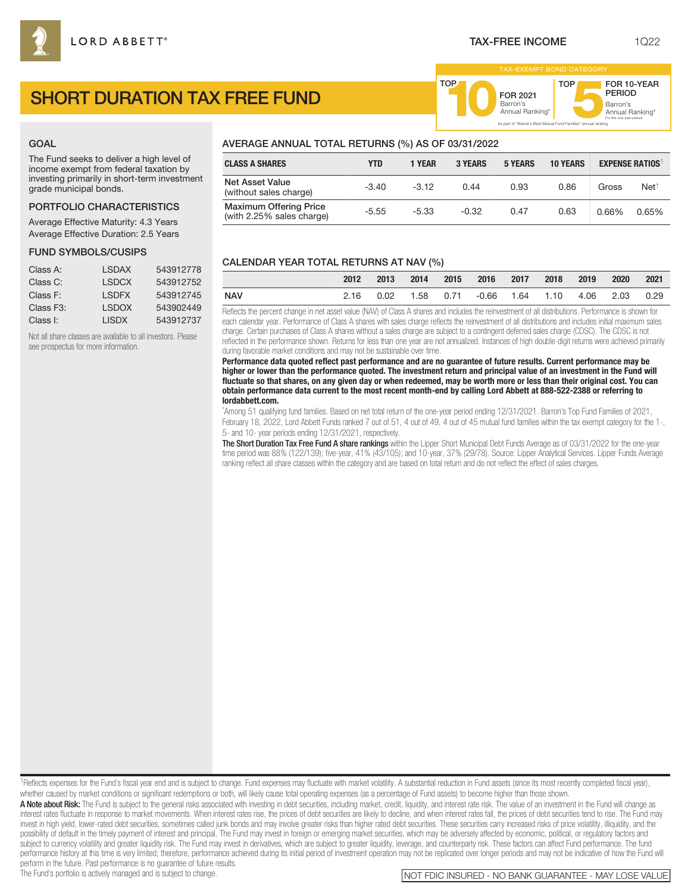LORD ABBETT®

TAX-FREE INCOME 1Q22

# SHORT DURATION TAX FREE FUND

TAX-EXEMPT BOND CATEGORY

TOP 10 FOR 2021 Barron's Annual Ranking*

TOP 5 FOR 10-YEAR PERIOD Barron's Annual Ranking* For the one-year period.

As part of "Barron's Best Mutual Fund Families" annual ranking.

## GOAL

The Fund seeks to deliver a high level of income exempt from federal taxation by investing primarily in short-term investment grade municipal bonds.

## PORTFOLIO CHARACTERISTICS

Average Effective Maturity: 4.3 Years
Average Effective Duration: 2.5 Years

## FUND SYMBOLS/CUSIPS

| | | |
|---|---|---|
| Class A: | LSDAX | 543912778 |
| Class C: | LSDCX | 543912752 |
| Class F: | LSDFX | 543912745 |
| Class F3: | LSDOX | 543902449 |
| Class I: | LISDX | 543912737 |

Not all share classes are available to all investors. Please see prospectus for more information.

## AVERAGE ANNUAL TOTAL RETURNS (%) AS OF 03/31/2022

| CLASS A SHARES | YTD | 1 YEAR | 3 YEARS | 5 YEARS | 10 YEARS | EXPENSE RATIOS[1] | |
|---|---|---|---|---|---|---|---|
| | | | | | | Gross | Net[†] |
| Net Asset Value (without sales charge) | -3.40 | -3.12 | 0.44 | 0.93 | 0.86 | 0.66% | 0.65% |
| Maximum Offering Price (with 2.25% sales charge) | -5.55 | -5.33 | -0.32 | 0.47 | 0.63 | | |

## CALENDAR YEAR TOTAL RETURNS AT NAV (%)

| | 2012 | 2013 | 2014 | 2015 | 2016 | 2017 | 2018 | 2019 | 2020 | 2021 |
|---|---|---|---|---|---|---|---|---|---|---|
| NAV | 2.16 | 0.02 | 1.58 | 0.71 | -0.66 | 1.64 | 1.10 | 4.06 | 2.03 | 0.29 |

Reflects the percent change in net asset value (NAV) of Class A shares and includes the reinvestment of all distributions. Performance is shown for each calendar year. Performance of Class A shares with sales charge reflects the reinvestment of all distributions and includes initial maximum sales charge. Certain purchases of Class A shares without a sales charge are subject to a contingent deferred sales charge (CDSC). The CDSC is not reflected in the performance shown. Returns for less than one year are not annualized. Instances of high double-digit returns were achieved primarily during favorable market conditions and may not be sustainable over time.

**Performance data quoted reflect past performance and are no guarantee of future results. Current performance may be higher or lower than the performance quoted. The investment return and principal value of an investment in the Fund will fluctuate so that shares, on any given day or when redeemed, may be worth more or less than their original cost. You can obtain performance data current to the most recent month-end by calling Lord Abbett at 888-522-2388 or referring to lordabbett.com.**

*Among 51 qualifying fund families. Based on net total return of the one-year period ending 12/31/2021. Barron's Top Fund Families of 2021, February 18, 2022, Lord Abbett Funds ranked 7 out of 51, 4 out of 49, 4 out of 45 mutual fund families within the tax exempt category for the 1-, 5- and 10- year periods ending 12/31/2021, respectively.

**The Short Duration Tax Free Fund A share rankings** within the Lipper Short Municipal Debt Funds Average as of 03/31/2022 for the one-year time period was 88% (122/139); five-year, 41% (43/105); and 10-year, 37% (29/78). Source: Lipper Analytical Services. Lipper Funds Average ranking reflect all share classes within the category and are based on total return and do not reflect the effect of sales charges.

[1]Reflects expenses for the Fund's fiscal year end and is subject to change. Fund expenses may fluctuate with market volatility. A substantial reduction in Fund assets (since its most recently completed fiscal year), whether caused by market conditions or significant redemptions or both, will likely cause total operating expenses (as a percentage of Fund assets) to become higher than those shown.

**A Note about Risk:** The Fund is subject to the general risks associated with investing in debt securities, including market, credit, liquidity, and interest rate risk. The value of an investment in the Fund will change as interest rates fluctuate in response to market movements. When interest rates rise, the prices of debt securities are likely to decline, and when interest rates fall, the prices of debt securities tend to rise. The Fund may invest in high yield, lower-rated debt securities, sometimes called junk bonds and may involve greater risks than higher rated debt securities. These securities carry increased risks of price volatility, illiquidity, and the possibility of default in the timely payment of interest and principal. The Fund may invest in foreign or emerging market securities, which may be adversely affected by economic, political, or regulatory factors and subject to currency volatility and greater liquidity risk. The Fund may invest in derivatives, which are subject to greater liquidity, leverage, and counterparty risk. These factors can affect Fund performance. The fund performance history at this time is very limited; therefore, performance achieved during its initial period of investment operation may not be replicated over longer periods and may not be indicative of how the Fund will perform in the future. Past performance is no guarantee of future results.

The Fund's portfolio is actively managed and is subject to change.

NOT FDIC INSURED - NO BANK GUARANTEE - MAY LOSE VALUE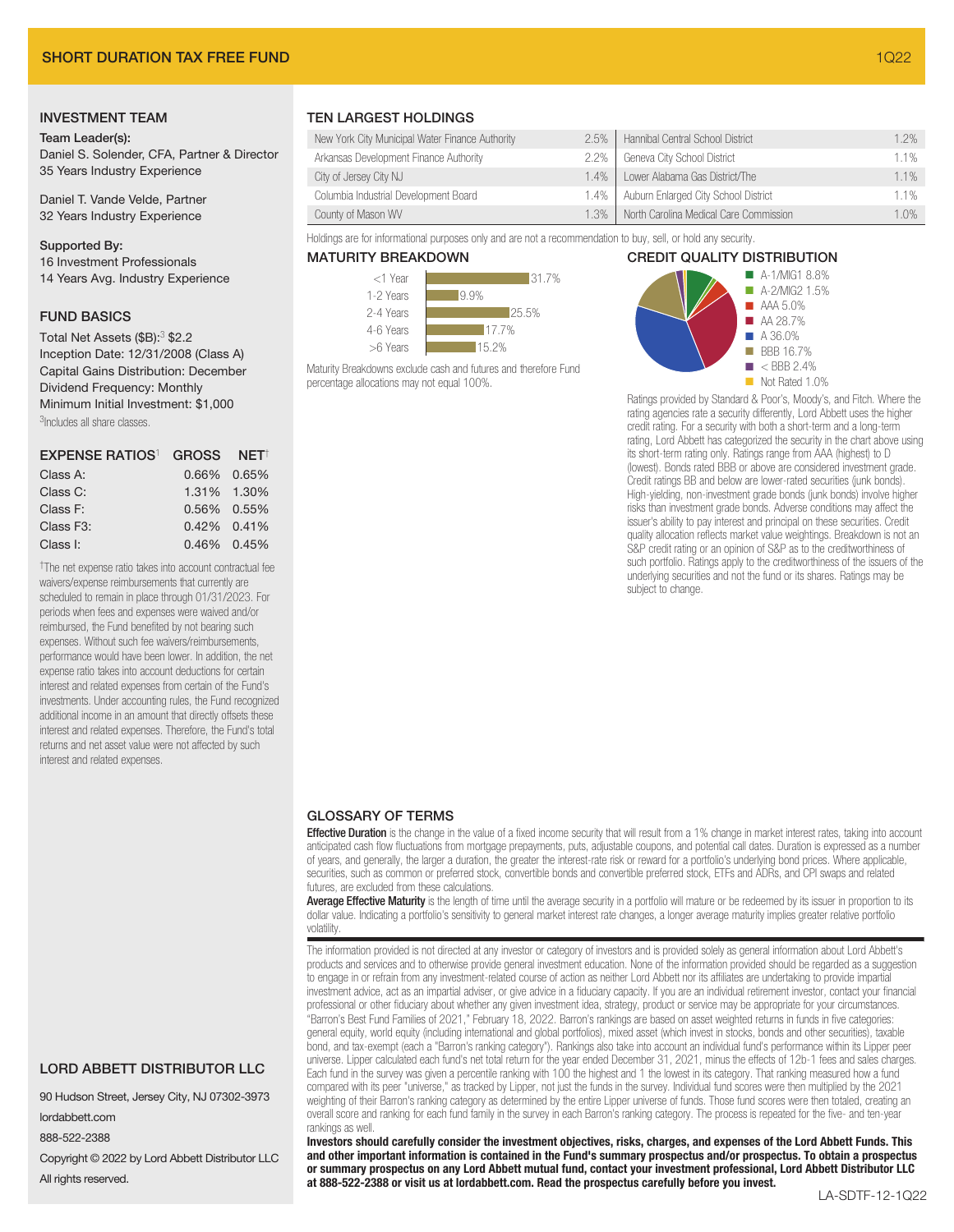## INVESTMENT TEAM

**Team Leader(s):**

Daniel S. Solender, CFA, Partner & Director
35 Years Industry Experience

Daniel T. Vande Velde, Partner
32 Years Industry Experience

**Supported By:**

16 Investment Professionals
14 Years Avg. Industry Experience

## FUND BASICS

Total Net Assets ($B):[3] $2.2
Inception Date: 12/31/2008 (Class A)
Capital Gains Distribution: December
Dividend Frequency: Monthly
Minimum Initial Investment: $1,000

[3]Includes all share classes.

| EXPENSE RATIOS† | GROSS | NET† |
|---|---|---|
| Class A: | 0.66% | 0.65% |
| Class C: | 1.31% | 1.30% |
| Class F: | 0.56% | 0.55% |
| Class F3: | 0.42% | 0.41% |
| Class I: | 0.46% | 0.45% |

†The net expense ratio takes into account contractual fee waivers/expense reimbursements that currently are scheduled to remain in place through 01/31/2023. For periods when fees and expenses were waived and/or reimbursed, the Fund benefited by not bearing such expenses. Without such fee waivers/reimbursements, performance would have been lower. In addition, the net expense ratio takes into account deductions for certain interest and related expenses from certain of the Fund's investments. Under accounting rules, the Fund recognized additional income in an amount that directly offsets these interest and related expenses. Therefore, the Fund's total returns and net asset value were not affected by such interest and related expenses.

## TEN LARGEST HOLDINGS

| | | | |
|---|---|---|---|
| New York City Municipal Water Finance Authority | 2.5% | Hannibal Central School District | 1.2% |
| Arkansas Development Finance Authority | 2.2% | Geneva City School District | 1.1% |
| City of Jersey City NJ | 1.4% | Lower Alabama Gas District/The | 1.1% |
| Columbia Industrial Development Board | 1.4% | Auburn Enlarged City School District | 1.1% |
| County of Mason WV | 1.3% | North Carolina Medical Care Commission | 1.0% |

Holdings are for informational purposes only and are not a recommendation to buy, sell, or hold any security.

## MATURITY BREAKDOWN

<1 Year 31.7%
1-2 Years 9.9%
2-4 Years 25.5%
4-6 Years 17.7%
>6 Years 15.2%

Maturity Breakdowns exclude cash and futures and therefore Fund percentage allocations may not equal 100%.

## CREDIT QUALITY DISTRIBUTION

A-1/MIG1 8.8%
A-2/MIG2 1.5%
AAA 5.0%
AA 28.7%
A 36.0%
BBB 16.7%
< BBB 2.4%
Not Rated 1.0%

Ratings provided by Standard & Poor's, Moody's, and Fitch. Where the rating agencies rate a security differently, Lord Abbett uses the higher credit rating. For a security with both a short-term and a long-term rating, Lord Abbett has categorized the security in the chart above using its short-term rating only. Ratings range from AAA (highest) to D (lowest). Bonds rated BBB or above are considered investment grade. Credit ratings BB and below are lower-rated securities (junk bonds). High-yielding, non-investment grade bonds (junk bonds) involve higher risks than investment grade bonds. Adverse conditions may affect the issuer's ability to pay interest and principal on these securities. Credit quality allocation reflects market value weightings. Breakdown is not an S&P credit rating or an opinion of S&P as to the creditworthiness of such portfolio. Ratings apply to the creditworthiness of the issuers of the underlying securities and not the fund or its shares. Ratings may be subject to change.

## GLOSSARY OF TERMS

**Effective Duration** is the change in the value of a fixed income security that will result from a 1% change in market interest rates, taking into account anticipated cash flow fluctuations from mortgage prepayments, puts, adjustable coupons, and potential call dates. Duration is expressed as a number of years, and generally, the larger a duration, the greater the interest-rate risk or reward for a portfolio's underlying bond prices. Where applicable, securities, such as common or preferred stock, convertible bonds and convertible preferred stock, ETFs and ADRs, and CPI swaps and related futures, are excluded from these calculations.

**Average Effective Maturity** is the length of time until the average security in a portfolio will mature or be redeemed by its issuer in proportion to its dollar value. Indicating a portfolio's sensitivity to general market interest rate changes, a longer average maturity implies greater relative portfolio volatility.

The information provided is not directed at any investor or category of investors and is provided solely as general information about Lord Abbett's products and services and to otherwise provide general investment education. None of the information provided should be regarded as a suggestion to engage in or refrain from any investment-related course of action as neither Lord Abbett nor its affiliates are undertaking to provide impartial investment advice, act as an impartial adviser, or give advice in a fiduciary capacity. If you are an individual retirement investor, contact your financial professional or other fiduciary about whether any given investment idea, strategy, product or service may be appropriate for your circumstances.
"Barron's Best Fund Families of 2021," February 18, 2022. Barron's rankings are based on asset weighted returns in funds in five categories: general equity, world equity (including international and global portfolios), mixed asset (which invest in stocks, bonds and other securities), taxable bond, and tax-exempt (each a "Barron's ranking category"). Rankings also take into account an individual fund's performance within its Lipper peer universe. Lipper calculated each fund's net total return for the year ended December 31, 2021, minus the effects of 12b-1 fees and sales charges. Each fund in the survey was given a percentile ranking with 100 the highest and 1 the lowest in its category. That ranking measured how a fund compared with its peer "universe," as tracked by Lipper, not just the funds in the survey. Individual fund scores were then multiplied by the 2021 weighting of their Barron's ranking category as determined by the entire Lipper universe of funds. Those fund scores were then totaled, creating an overall score and ranking for each fund family in the survey in each Barron's ranking category. The process is repeated for the five- and ten-year rankings as well.

**Investors should carefully consider the investment objectives, risks, charges, and expenses of the Lord Abbett Funds. This and other important information is contained in the Fund's summary prospectus and/or prospectus. To obtain a prospectus or summary prospectus on any Lord Abbett mutual fund, contact your investment professional, Lord Abbett Distributor LLC at 888-522-2388 or visit us at lordabbett.com. Read the prospectus carefully before you invest.**

## LORD ABBETT DISTRIBUTOR LLC

90 Hudson Street, Jersey City, NJ 07302-3973

lordabbett.com

888-522-2388

Copyright © 2022 by Lord Abbett Distributor LLC

All rights reserved.

LA-SDTF-12-1Q22